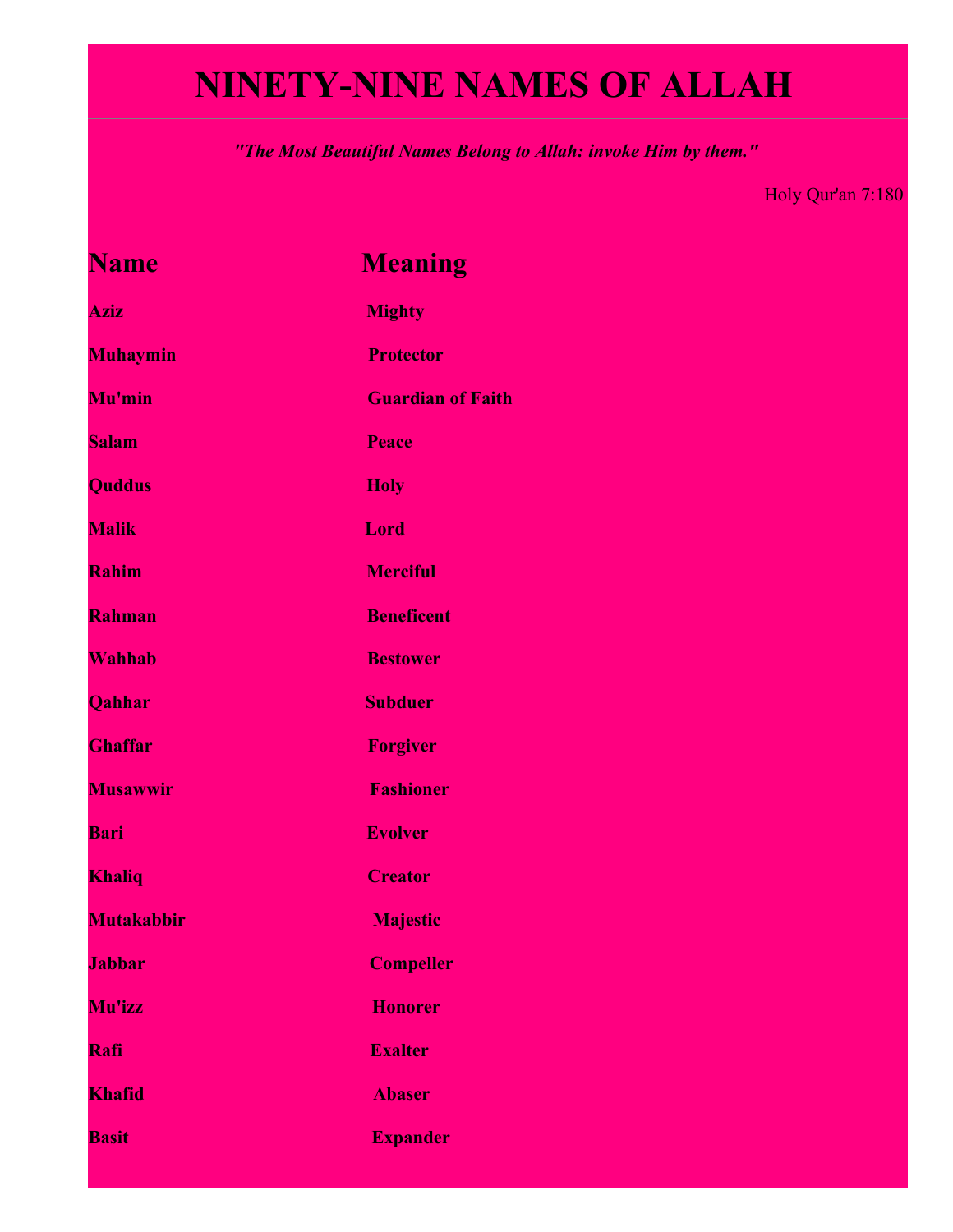# NINETY-NINE NAMES OF ALLAH

***"The Most Beautiful Names Belong to Allah: invoke Him by them."***

Holy Qur'an 7:180

| Name | Meaning |
| --- | --- |
| **Aziz** | **Mighty** |
| **Muhaymin** | **Protector** |
| **Mu'min** | **Guardian of Faith** |
| **Salam** | **Peace** |
| **Quddus** | **Holy** |
| **Malik** | **Lord** |
| **Rahim** | **Merciful** |
| **Rahman** | **Beneficent** |
| **Wahhab** | **Bestower** |
| **Qahhar** | **Subduer** |
| **Ghaffar** | **Forgiver** |
| **Musawwir** | **Fashioner** |
| **Bari** | **Evolver** |
| **Khaliq** | **Creator** |
| **Mutakabbir** | **Majestic** |
| **Jabbar** | **Compeller** |
| **Mu'izz** | **Honorer** |
| **Rafi** | **Exalter** |
| **Khafid** | **Abaser** |
| **Basit** | **Expander** |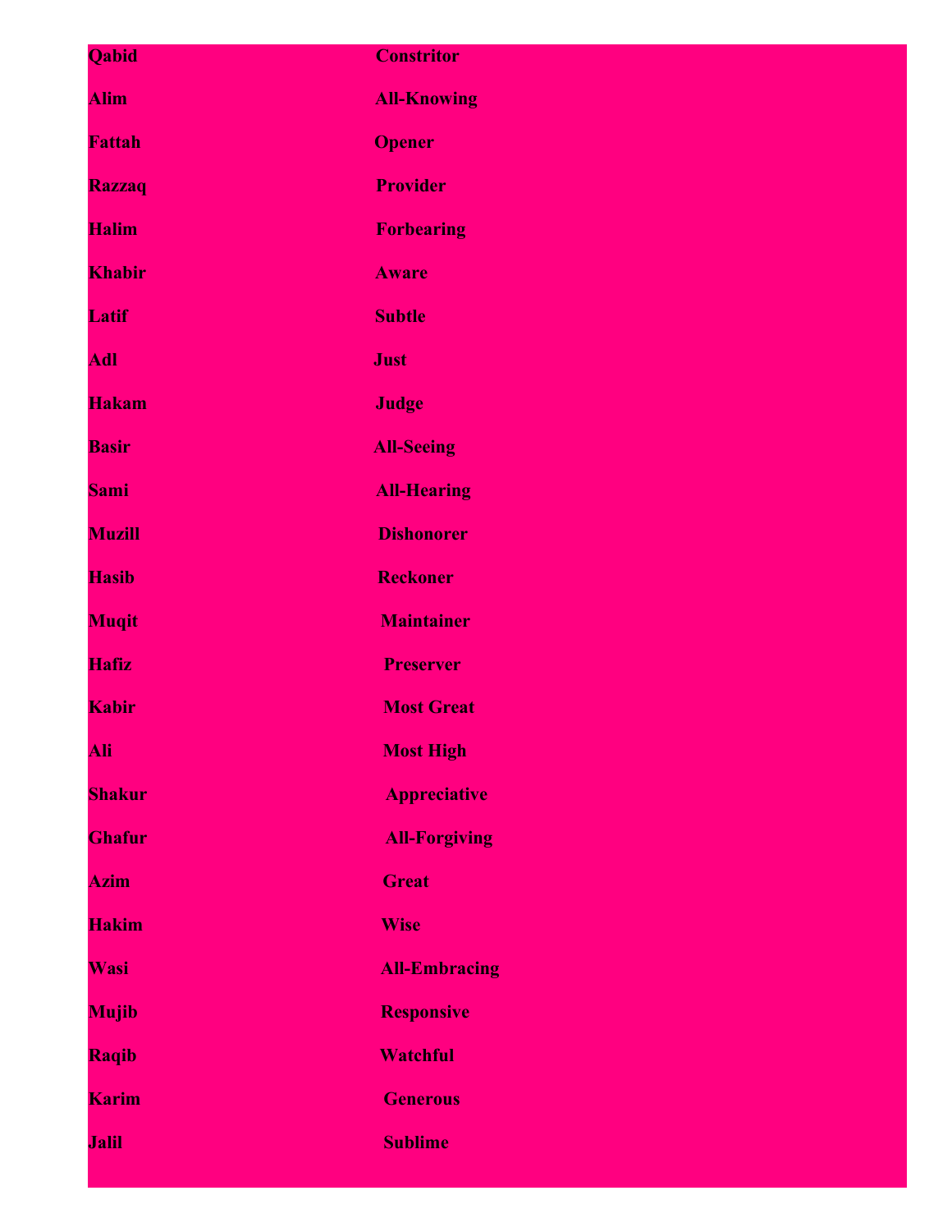| | |
|---|---|
| **Qabid** | **Constritor** |
| **Alim** | **All-Knowing** |
| **Fattah** | **Opener** |
| **Razzaq** | **Provider** |
| **Halim** | **Forbearing** |
| **Khabir** | **Aware** |
| **Latif** | **Subtle** |
| **Adl** | **Just** |
| **Hakam** | **Judge** |
| **Basir** | **All-Seeing** |
| **Sami** | **All-Hearing** |
| **Muzill** | **Dishonorer** |
| **Hasib** | **Reckoner** |
| **Muqit** | **Maintainer** |
| **Hafiz** | **Preserver** |
| **Kabir** | **Most Great** |
| **Ali** | **Most High** |
| **Shakur** | **Appreciative** |
| **Ghafur** | **All-Forgiving** |
| **Azim** | **Great** |
| **Hakim** | **Wise** |
| **Wasi** | **All-Embracing** |
| **Mujib** | **Responsive** |
| **Raqib** | **Watchful** |
| **Karim** | **Generous** |
| **Jalil** | **Sublime** |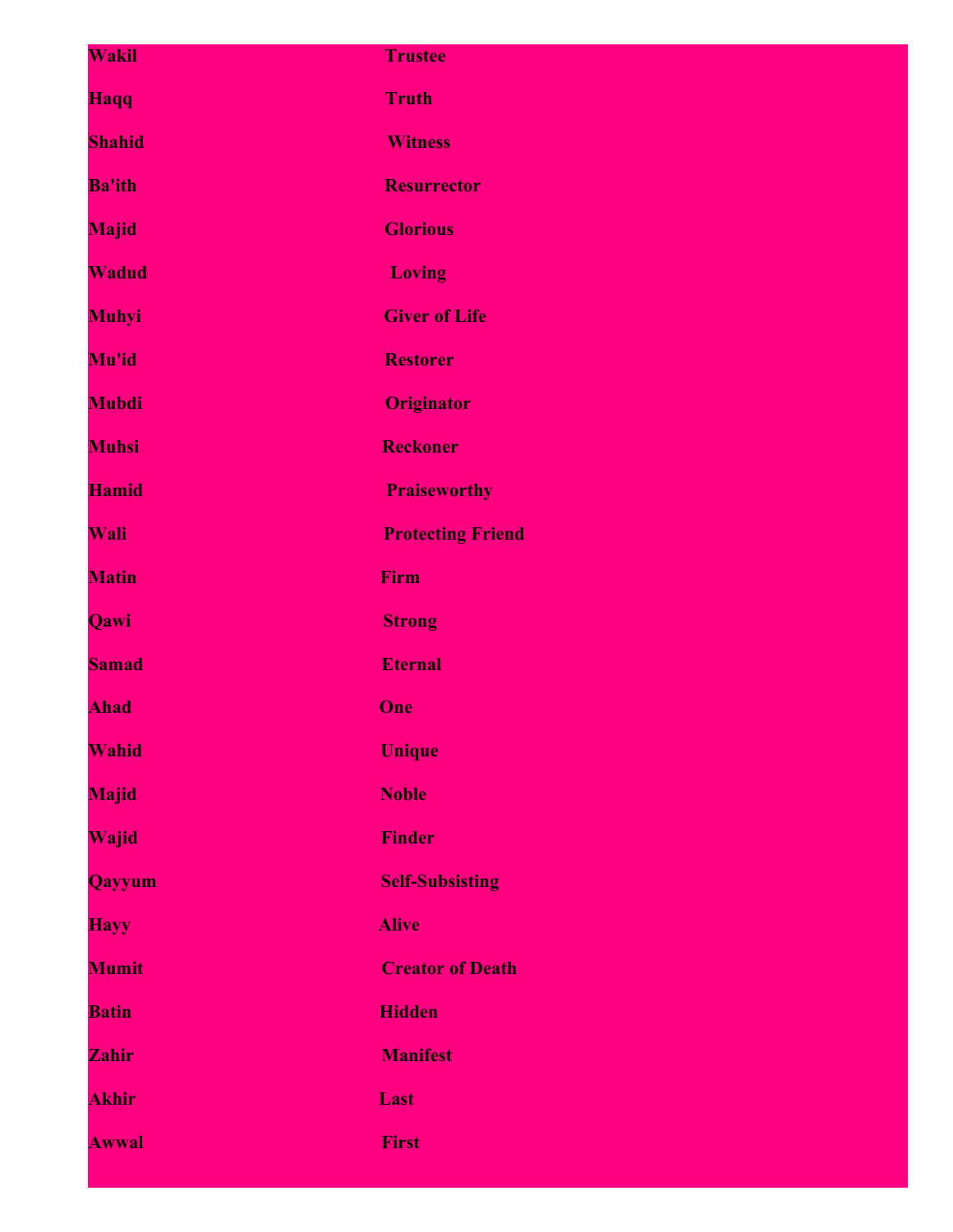| | |
|---|---|
| **Wakil** | **Trustee** |
| **Haqq** | **Truth** |
| **Shahid** | **Witness** |
| **Ba'ith** | **Resurrector** |
| **Majid** | **Glorious** |
| **Wadud** | **Loving** |
| **Muhyi** | **Giver of Life** |
| **Mu'id** | **Restorer** |
| **Mubdi** | **Originator** |
| **Muhsi** | **Reckoner** |
| **Hamid** | **Praiseworthy** |
| **Wali** | **Protecting Friend** |
| **Matin** | **Firm** |
| **Qawi** | **Strong** |
| **Samad** | **Eternal** |
| **Ahad** | **One** |
| **Wahid** | **Unique** |
| **Majid** | **Noble** |
| **Wajid** | **Finder** |
| **Qayyum** | **Self-Subsisting** |
| **Hayy** | **Alive** |
| **Mumit** | **Creator of Death** |
| **Batin** | **Hidden** |
| **Zahir** | **Manifest** |
| **Akhir** | **Last** |
| **Awwal** | **First** |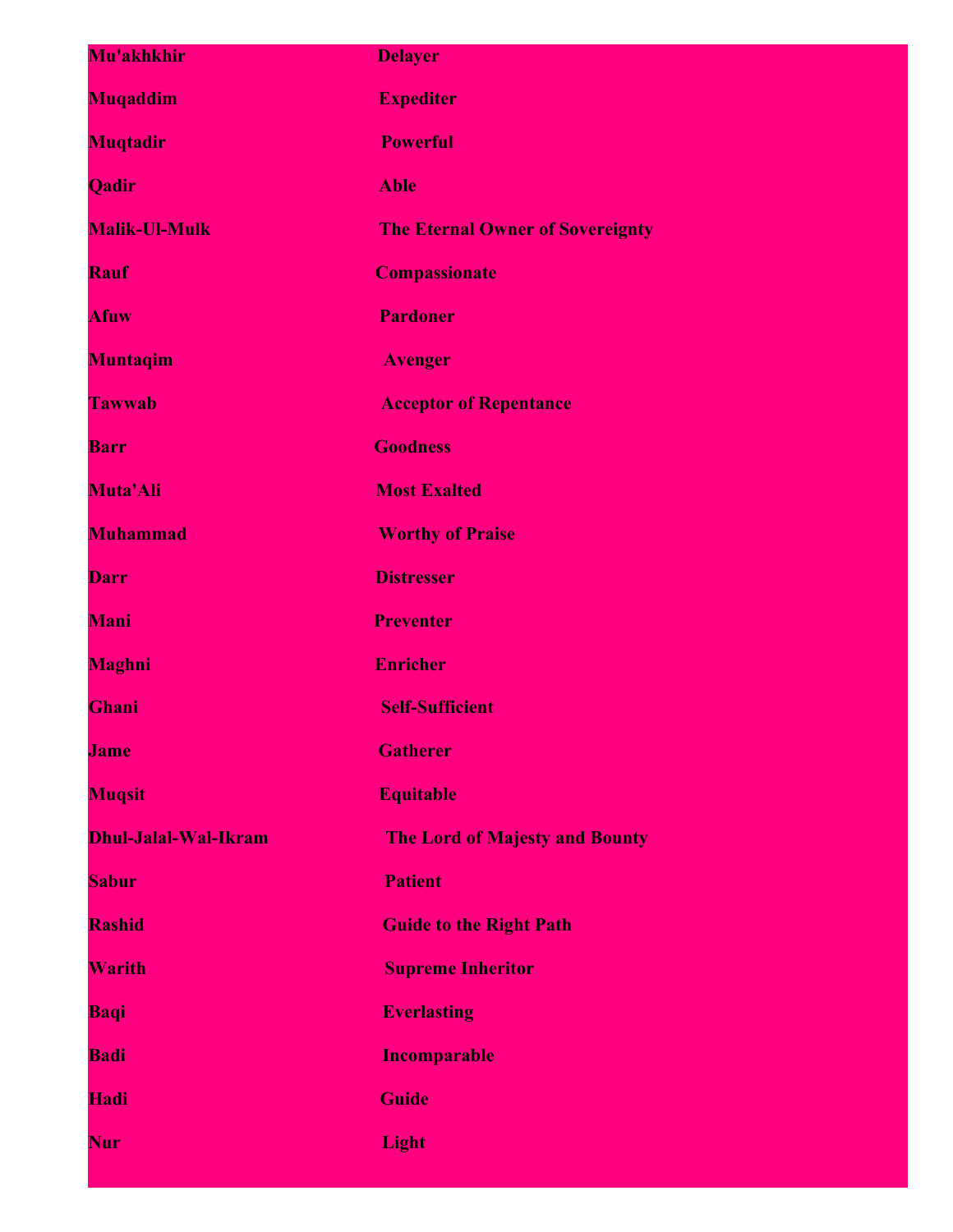| | |
|---|---|
| **Mu'akhkhir** | **Delayer** |
| **Muqaddim** | **Expediter** |
| **Muqtadir** | **Powerful** |
| **Qadir** | **Able** |
| **Malik-Ul-Mulk** | **The Eternal Owner of Sovereignty** |
| **Rauf** | **Compassionate** |
| **Afuw** | **Pardoner** |
| **Muntaqim** | **Avenger** |
| **Tawwab** | **Acceptor of Repentance** |
| **Barr** | **Goodness** |
| **Muta'Ali** | **Most Exalted** |
| **Muhammad** | **Worthy of Praise** |
| **Darr** | **Distresser** |
| **Mani** | **Preventer** |
| **Maghni** | **Enricher** |
| **Ghani** | **Self-Sufficient** |
| **Jame** | **Gatherer** |
| **Muqsit** | **Equitable** |
| **Dhul-Jalal-Wal-Ikram** | **The Lord of Majesty and Bounty** |
| **Sabur** | **Patient** |
| **Rashid** | **Guide to the Right Path** |
| **Warith** | **Supreme Inheritor** |
| **Baqi** | **Everlasting** |
| **Badi** | **Incomparable** |
| **Hadi** | **Guide** |
| **Nur** | **Light** |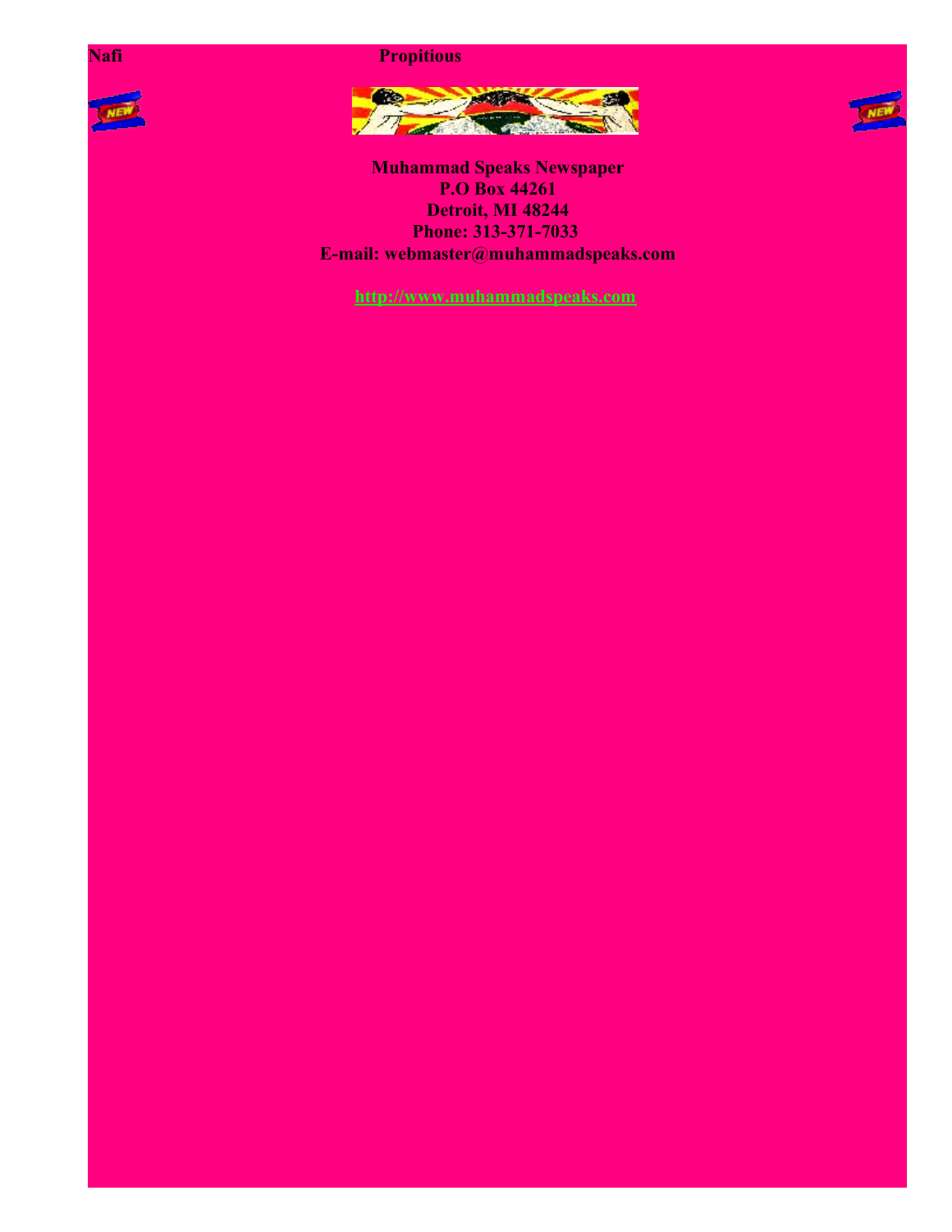**Nafi** **Propitious**

**Muhammad Speaks Newspaper**
**P.O Box 44261**
**Detroit, MI 48244**
**Phone: 313-371-7033**
**E-mail: webmaster@muhammadspeaks.com**

**http://www.muhammadspeaks.com**